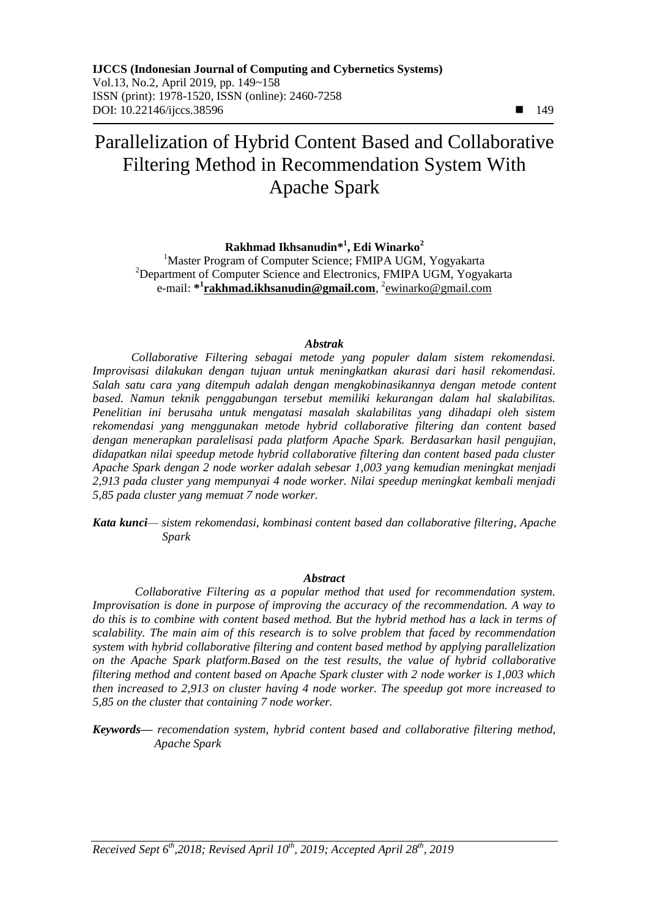# Parallelization of Hybrid Content Based and Collaborative Filtering Method in Recommendation System With Apache Spark

**Rakhmad Ikhsanudin*[1], Edi Winarko[2]**

[1]Master Program of Computer Science; FMIPA UGM, Yogyakarta
[2]Department of Computer Science and Electronics, FMIPA UGM, Yogyakarta
e-mail: ***[1]rakhmad.ikhsanudin@gmail.com**, [2]ewinarko@gmail.com

### *Abstrak*

*Collaborative Filtering sebagai metode yang populer dalam sistem rekomendasi. Improvisasi dilakukan dengan tujuan untuk meningkatkan akurasi dari hasil rekomendasi. Salah satu cara yang ditempuh adalah dengan mengkobinasikannya dengan metode content based. Namun teknik penggabungan tersebut memiliki kekurangan dalam hal skalabilitas. Penelitian ini berusaha untuk mengatasi masalah skalabilitas yang dihadapi oleh sistem rekomendasi yang menggunakan metode hybrid collaborative filtering dan content based dengan menerapkan paralelisasi pada platform Apache Spark. Berdasarkan hasil pengujian, didapatkan nilai speedup metode hybrid collaborative filtering dan content based pada cluster Apache Spark dengan 2 node worker adalah sebesar 1,003 yang kemudian meningkat menjadi 2,913 pada cluster yang mempunyai 4 node worker. Nilai speedup meningkat kembali menjadi 5,85 pada cluster yang memuat 7 node worker.*

***Kata kunci****— sistem rekomendasi, kombinasi content based dan collaborative filtering, Apache Spark*

### *Abstract*

*Collaborative Filtering as a popular method that used for recommendation system. Improvisation is done in purpose of improving the accuracy of the recommendation. A way to do this is to combine with content based method. But the hybrid method has a lack in terms of scalability. The main aim of this research is to solve problem that faced by recommendation system with hybrid collaborative filtering and content based method by applying parallelization on the Apache Spark platform.Based on the test results, the value of hybrid collaborative filtering method and content based on Apache Spark cluster with 2 node worker is 1,003 which then increased to 2,913 on cluster having 4 node worker. The speedup got more increased to 5,85 on the cluster that containing 7 node worker.*

***Keywords—*** *recomendation system, hybrid content based and collaborative filtering method, Apache Spark*

*Received Sept 6th,2018; Revised April 10th, 2019; Accepted April 28th, 2019*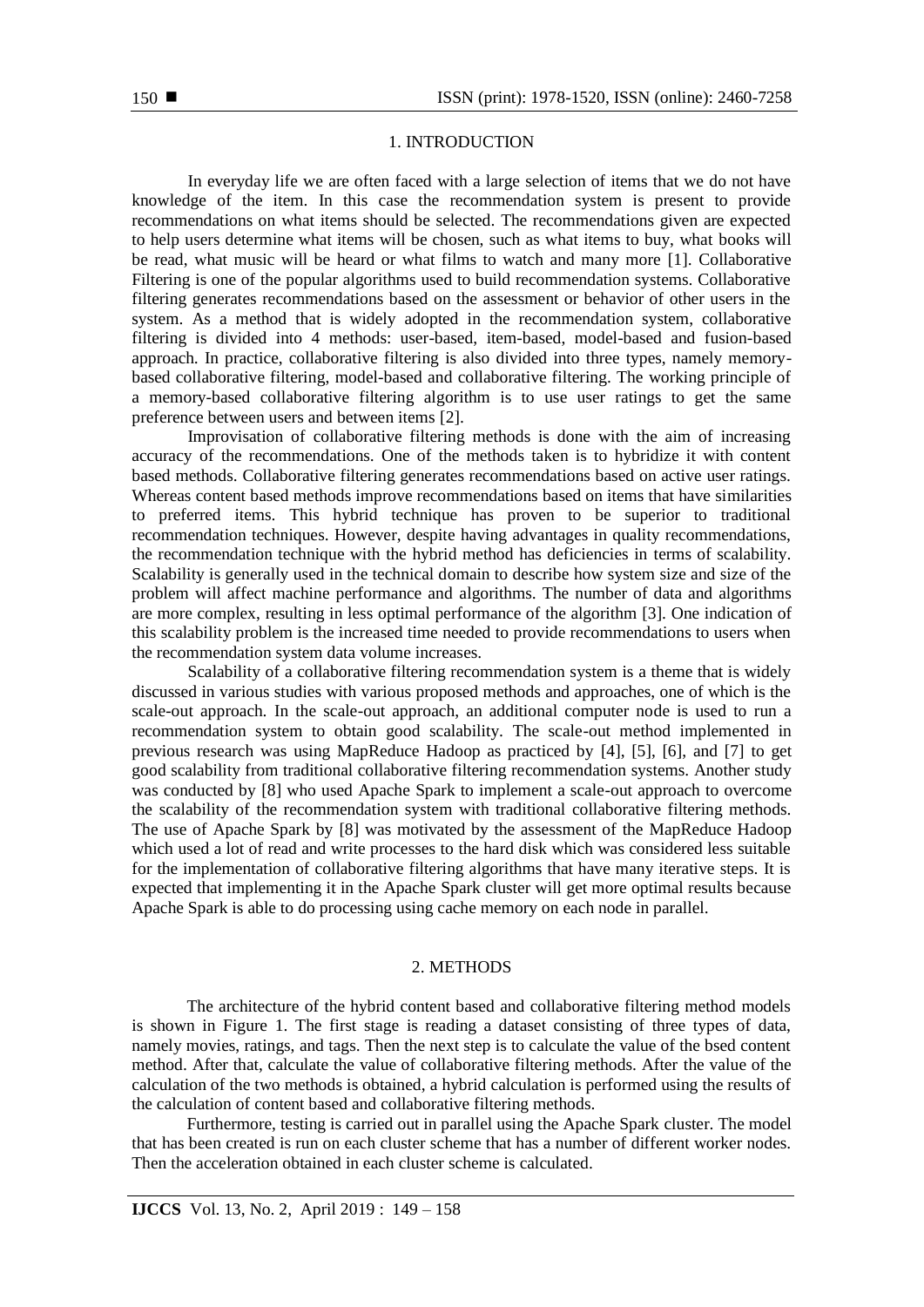## 1. INTRODUCTION

In everyday life we are often faced with a large selection of items that we do not have knowledge of the item. In this case the recommendation system is present to provide recommendations on what items should be selected. The recommendations given are expected to help users determine what items will be chosen, such as what items to buy, what books will be read, what music will be heard or what films to watch and many more [1]. Collaborative Filtering is one of the popular algorithms used to build recommendation systems. Collaborative filtering generates recommendations based on the assessment or behavior of other users in the system. As a method that is widely adopted in the recommendation system, collaborative filtering is divided into 4 methods: user-based, item-based, model-based and fusion-based approach. In practice, collaborative filtering is also divided into three types, namely memory-based collaborative filtering, model-based and collaborative filtering. The working principle of a memory-based collaborative filtering algorithm is to use user ratings to get the same preference between users and between items [2].

Improvisation of collaborative filtering methods is done with the aim of increasing accuracy of the recommendations. One of the methods taken is to hybridize it with content based methods. Collaborative filtering generates recommendations based on active user ratings. Whereas content based methods improve recommendations based on items that have similarities to preferred items. This hybrid technique has proven to be superior to traditional recommendation techniques. However, despite having advantages in quality recommendations, the recommendation technique with the hybrid method has deficiencies in terms of scalability. Scalability is generally used in the technical domain to describe how system size and size of the problem will affect machine performance and algorithms. The number of data and algorithms are more complex, resulting in less optimal performance of the algorithm [3]. One indication of this scalability problem is the increased time needed to provide recommendations to users when the recommendation system data volume increases.

Scalability of a collaborative filtering recommendation system is a theme that is widely discussed in various studies with various proposed methods and approaches, one of which is the scale-out approach. In the scale-out approach, an additional computer node is used to run a recommendation system to obtain good scalability. The scale-out method implemented in previous research was using MapReduce Hadoop as practiced by [4], [5], [6], and [7] to get good scalability from traditional collaborative filtering recommendation systems. Another study was conducted by [8] who used Apache Spark to implement a scale-out approach to overcome the scalability of the recommendation system with traditional collaborative filtering methods. The use of Apache Spark by [8] was motivated by the assessment of the MapReduce Hadoop which used a lot of read and write processes to the hard disk which was considered less suitable for the implementation of collaborative filtering algorithms that have many iterative steps. It is expected that implementing it in the Apache Spark cluster will get more optimal results because Apache Spark is able to do processing using cache memory on each node in parallel.

## 2. METHODS

The architecture of the hybrid content based and collaborative filtering method models is shown in Figure 1. The first stage is reading a dataset consisting of three types of data, namely movies, ratings, and tags. Then the next step is to calculate the value of the bsed content method. After that, calculate the value of collaborative filtering methods. After the value of the calculation of the two methods is obtained, a hybrid calculation is performed using the results of the calculation of content based and collaborative filtering methods.

Furthermore, testing is carried out in parallel using the Apache Spark cluster. The model that has been created is run on each cluster scheme that has a number of different worker nodes. Then the acceleration obtained in each cluster scheme is calculated.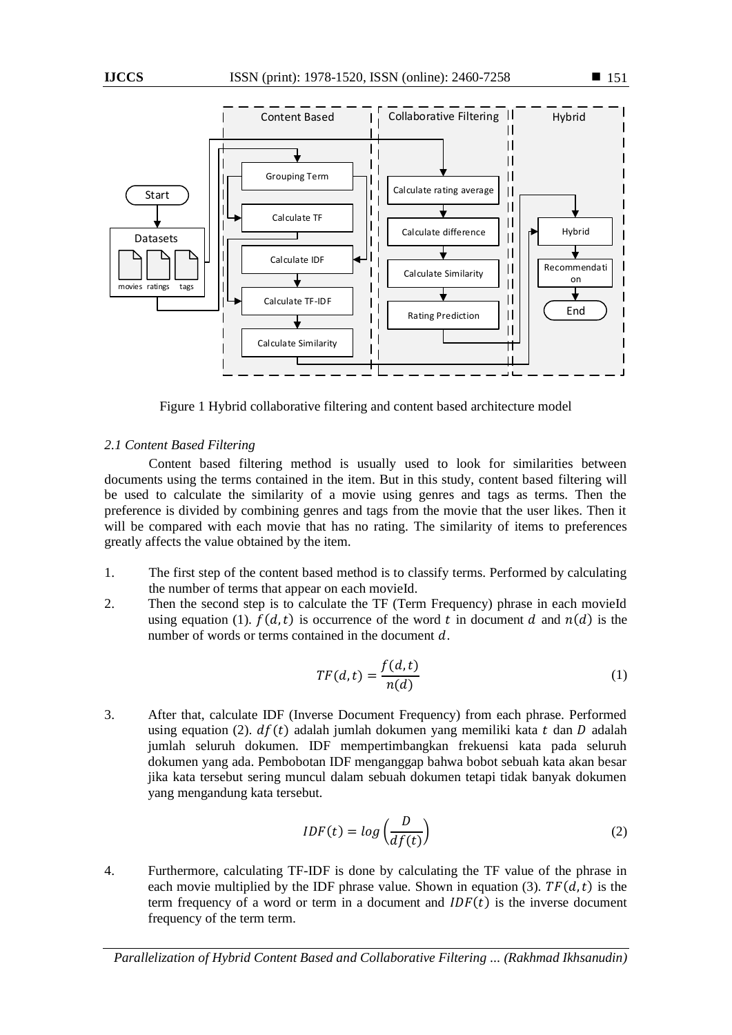Figure 1 Hybrid collaborative filtering and content based architecture model

*2.1 Content Based Filtering*

Content based filtering method is usually used to look for similarities between documents using the terms contained in the item. But in this study, content based filtering will be used to calculate the similarity of a movie using genres and tags as terms. Then the preference is divided by combining genres and tags from the movie that the user likes. Then it will be compared with each movie that has no rating. The similarity of items to preferences greatly affects the value obtained by the item.

1. The first step of the content based method is to classify terms. Performed by calculating the number of terms that appear on each movieId.
2. Then the second step is to calculate the TF (Term Frequency) phrase in each movieId using equation (1). $f(d,t)$ is occurrence of the word $t$ in document $d$ and $n(d)$ is the number of words or terms contained in the document $d$.

$$TF(d,t) = \frac{f(d,t)}{n(d)} \tag{1}$$

3. After that, calculate IDF (Inverse Document Frequency) from each phrase. Performed using equation (2). $df(t)$ adalah jumlah dokumen yang memiliki kata $t$ dan $D$ adalah jumlah seluruh dokumen. IDF mempertimbangkan frekuensi kata pada seluruh dokumen yang ada. Pembobotan IDF menganggap bahwa bobot sebuah kata akan besar jika kata tersebut sering muncul dalam sebuah dokumen tetapi tidak banyak dokumen yang mengandung kata tersebut.

$$IDF(t) = log\left(\frac{D}{df(t)}\right) \tag{2}$$

4. Furthermore, calculating TF-IDF is done by calculating the TF value of the phrase in each movie multiplied by the IDF phrase value. Shown in equation (3). $TF(d,t)$ is the term frequency of a word or term in a document and $IDF(t)$ is the inverse document frequency of the term term.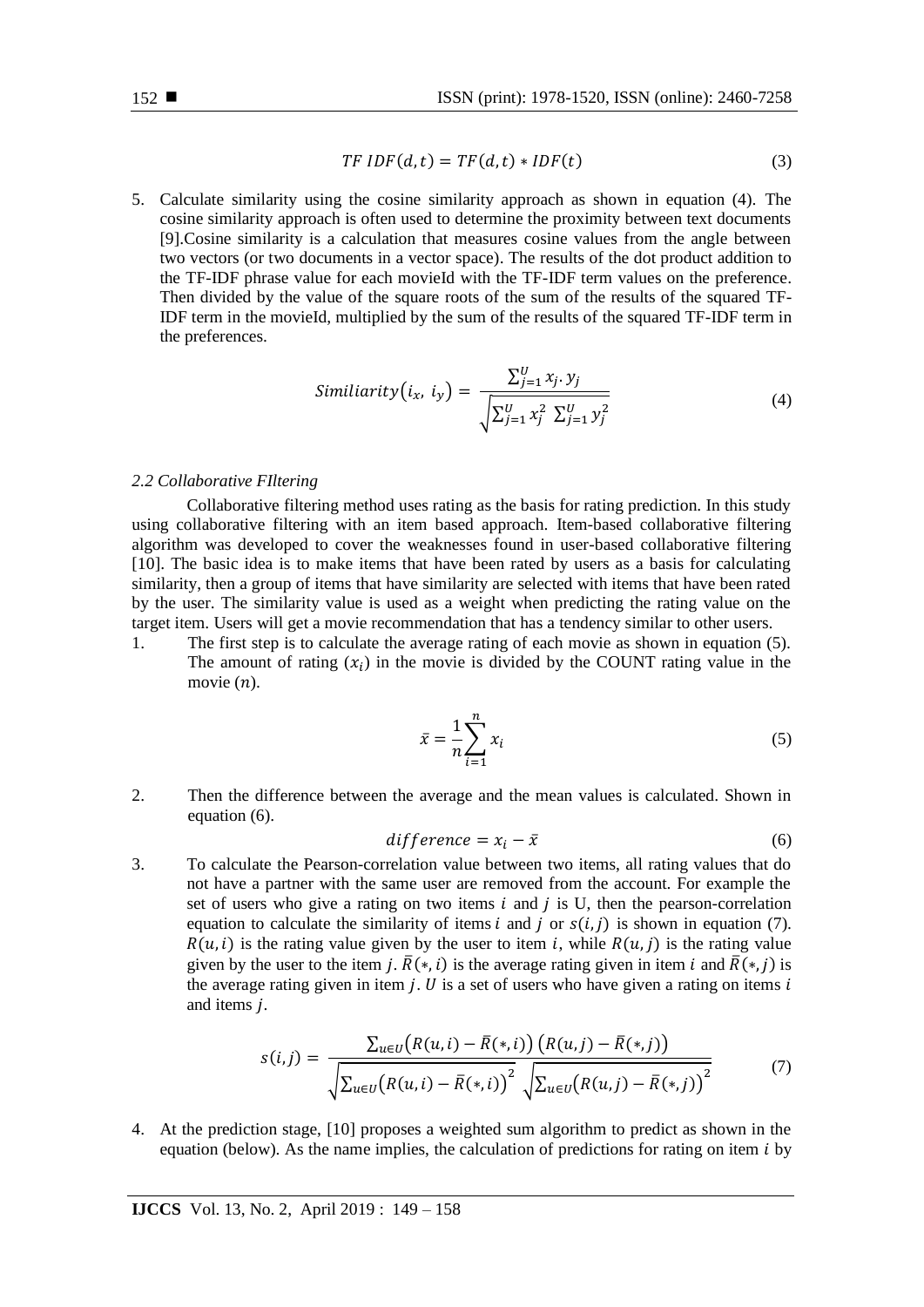$$TF\ IDF(d,t) = TF(d,t) * IDF(t) \tag{3}$$

5. Calculate similarity using the cosine similarity approach as shown in equation (4). The cosine similarity approach is often used to determine the proximity between text documents [9].Cosine similarity is a calculation that measures cosine values from the angle between two vectors (or two documents in a vector space). The results of the dot product addition to the TF-IDF phrase value for each movieId with the TF-IDF term values on the preference. Then divided by the value of the square roots of the sum of the results of the squared TF-IDF term in the movieId, multiplied by the sum of the results of the squared TF-IDF term in the preferences.

$$Similiarity(i_x,\ i_y) = \frac{\sum_{j=1}^{U} x_j . y_j}{\sqrt{\sum_{j=1}^{U} x_j^2 \ \sum_{j=1}^{U} y_j^2}} \tag{4}$$

### *2.2 Collaborative FIltering*

Collaborative filtering method uses rating as the basis for rating prediction. In this study using collaborative filtering with an item based approach. Item-based collaborative filtering algorithm was developed to cover the weaknesses found in user-based collaborative filtering [10]. The basic idea is to make items that have been rated by users as a basis for calculating similarity, then a group of items that have similarity are selected with items that have been rated by the user. The similarity value is used as a weight when predicting the rating value on the target item. Users will get a movie recommendation that has a tendency similar to other users.

1. The first step is to calculate the average rating of each movie as shown in equation (5). The amount of rating ($x_i$) in the movie is divided by the COUNT rating value in the movie ($n$).

$$\bar{x} = \frac{1}{n}\sum_{i=1}^{n} x_i \tag{5}$$

2. Then the difference between the average and the mean values is calculated. Shown in equation (6).

$$difference = x_i - \bar{x} \tag{6}$$

3. To calculate the Pearson-correlation value between two items, all rating values that do not have a partner with the same user are removed from the account. For example the set of users who give a rating on two items $i$ and $j$ is U, then the pearson-correlation equation to calculate the similarity of items $i$ and $j$ or $s(i,j)$ is shown in equation (7). $R(u,i)$ is the rating value given by the user to item $i$, while $R(u,j)$ is the rating value given by the user to the item $j$. $\bar{R}(*,i)$ is the average rating given in item $i$ and $\bar{R}(*,j)$ is the average rating given in item $j$. $U$ is a set of users who have given a rating on items $i$ and items $j$.

$$s(i,j) = \frac{\sum_{u \in U}\big(R(u,i) - \bar{R}(*,i)\big)\big(R(u,j) - \bar{R}(*,j)\big)}{\sqrt{\sum_{u \in U}\big(R(u,i) - \bar{R}(*,i)\big)^2}\ \sqrt{\sum_{u \in U}\big(R(u,j) - \bar{R}(*,j)\big)^2}} \tag{7}$$

4. At the prediction stage, [10] proposes a weighted sum algorithm to predict as shown in the equation (below). As the name implies, the calculation of predictions for rating on item $i$ by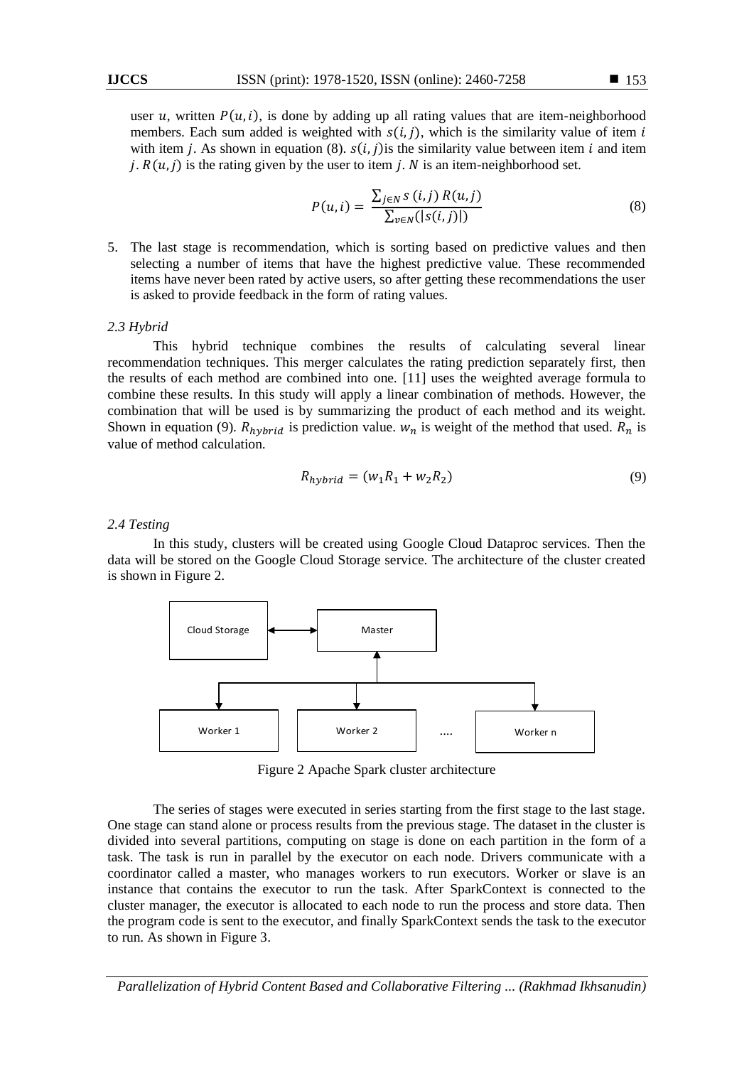user $u$, written $P(u,i)$, is done by adding up all rating values that are item-neighborhood members. Each sum added is weighted with $s(i,j)$, which is the similarity value of item $i$ with item $j$. As shown in equation (8). $s(i,j)$is the similarity value between item $i$ and item $j$. $R(u,j)$ is the rating given by the user to item $j$. $N$ is an item-neighborhood set.

$$P(u,i) = \frac{\sum_{j \in N} s\,(i,j)\; R(u,j)}{\sum_{v \in N}(|s(i,j)|)} \tag{8}$$

5. The last stage is recommendation, which is sorting based on predictive values and then selecting a number of items that have the highest predictive value. These recommended items have never been rated by active users, so after getting these recommendations the user is asked to provide feedback in the form of rating values.

### *2.3 Hybrid*

This hybrid technique combines the results of calculating several linear recommendation techniques. This merger calculates the rating prediction separately first, then the results of each method are combined into one. [11] uses the weighted average formula to combine these results. In this study will apply a linear combination of methods. However, the combination that will be used is by summarizing the product of each method and its weight. Shown in equation (9). $R_{hybrid}$ is prediction value. $w_n$ is weight of the method that used. $R_n$ is value of method calculation.

$$R_{hybrid} = (w_1 R_1 + w_2 R_2) \tag{9}$$

### *2.4 Testing*

In this study, clusters will be created using Google Cloud Dataproc services. Then the data will be stored on the Google Cloud Storage service. The architecture of the cluster created is shown in Figure 2.

Figure 2 Apache Spark cluster architecture

The series of stages were executed in series starting from the first stage to the last stage. One stage can stand alone or process results from the previous stage. The dataset in the cluster is divided into several partitions, computing on stage is done on each partition in the form of a task. The task is run in parallel by the executor on each node. Drivers communicate with a coordinator called a master, who manages workers to run executors. Worker or slave is an instance that contains the executor to run the task. After SparkContext is connected to the cluster manager, the executor is allocated to each node to run the process and store data. Then the program code is sent to the executor, and finally SparkContext sends the task to the executor to run. As shown in Figure 3.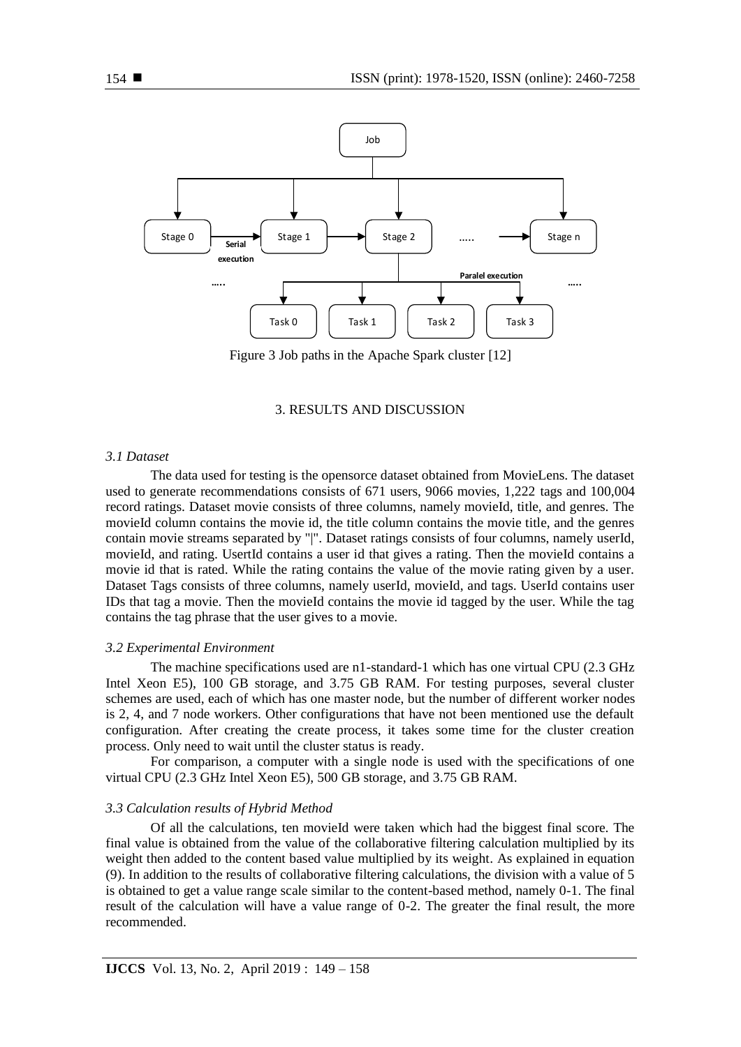Figure 3 Job paths in the Apache Spark cluster [12]

## 3. RESULTS AND DISCUSSION

### *3.1 Dataset*

The data used for testing is the opensorce dataset obtained from MovieLens. The dataset used to generate recommendations consists of 671 users, 9066 movies, 1,222 tags and 100,004 record ratings. Dataset movie consists of three columns, namely movieId, title, and genres. The movieId column contains the movie id, the title column contains the movie title, and the genres contain movie streams separated by "|". Dataset ratings consists of four columns, namely userId, movieId, and rating. UsertId contains a user id that gives a rating. Then the movieId contains a movie id that is rated. While the rating contains the value of the movie rating given by a user. Dataset Tags consists of three columns, namely userId, movieId, and tags. UserId contains user IDs that tag a movie. Then the movieId contains the movie id tagged by the user. While the tag contains the tag phrase that the user gives to a movie.

### *3.2 Experimental Environment*

The machine specifications used are n1-standard-1 which has one virtual CPU (2.3 GHz Intel Xeon E5), 100 GB storage, and 3.75 GB RAM. For testing purposes, several cluster schemes are used, each of which has one master node, but the number of different worker nodes is 2, 4, and 7 node workers. Other configurations that have not been mentioned use the default configuration. After creating the create process, it takes some time for the cluster creation process. Only need to wait until the cluster status is ready.

For comparison, a computer with a single node is used with the specifications of one virtual CPU (2.3 GHz Intel Xeon E5), 500 GB storage, and 3.75 GB RAM.

### *3.3 Calculation results of Hybrid Method*

Of all the calculations, ten movieId were taken which had the biggest final score. The final value is obtained from the value of the collaborative filtering calculation multiplied by its weight then added to the content based value multiplied by its weight. As explained in equation (9). In addition to the results of collaborative filtering calculations, the division with a value of 5 is obtained to get a value range scale similar to the content-based method, namely 0-1. The final result of the calculation will have a value range of 0-2. The greater the final result, the more recommended.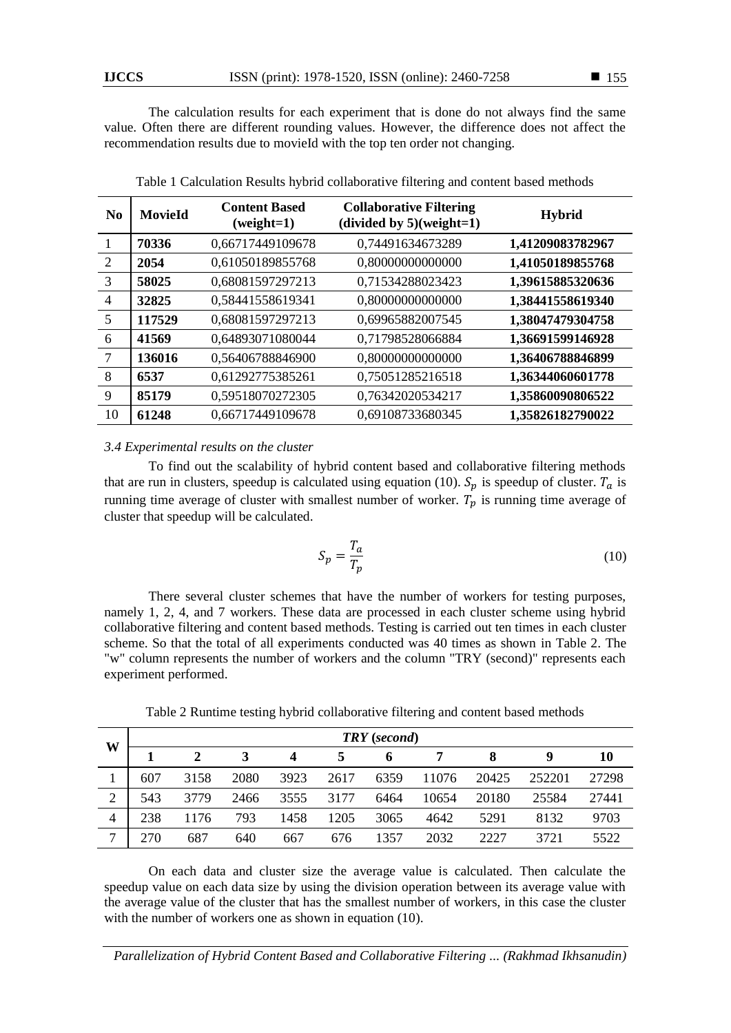The calculation results for each experiment that is done do not always find the same value. Often there are different rounding values. However, the difference does not affect the recommendation results due to movieId with the top ten order not changing.

Table 1 Calculation Results hybrid collaborative filtering and content based methods

| No | MovieId | Content Based (weight=1) | Collaborative Filtering (divided by 5)(weight=1) | Hybrid |
|---|---|---|---|---|
| 1 | **70336** | 0,66717449109678 | 0,74491634673289 | **1,41209083782967** |
| 2 | **2054** | 0,61050189855768 | 0,80000000000000 | **1,41050189855768** |
| 3 | **58025** | 0,68081597297213 | 0,71534288023423 | **1,39615885320636** |
| 4 | **32825** | 0,58441558619341 | 0,80000000000000 | **1,38441558619340** |
| 5 | **117529** | 0,68081597297213 | 0,69965882007545 | **1,38047479304758** |
| 6 | **41569** | 0,64893071080044 | 0,71798528066884 | **1,36691599146928** |
| 7 | **136016** | 0,56406788846900 | 0,80000000000000 | **1,36406788846899** |
| 8 | **6537** | 0,61292775385261 | 0,75051285216518 | **1,36344060601778** |
| 9 | **85179** | 0,59518070272305 | 0,76342020534217 | **1,35860090806522** |
| 10 | **61248** | 0,66717449109678 | 0,69108733680345 | **1,35826182790022** |

*3.4 Experimental results on the cluster*

To find out the scalability of hybrid content based and collaborative filtering methods that are run in clusters, speedup is calculated using equation (10). $S_p$ is speedup of cluster. $T_a$ is running time average of cluster with smallest number of worker. $T_p$ is running time average of cluster that speedup will be calculated.

$$S_p = \frac{T_a}{T_p} \tag{10}$$

There several cluster schemes that have the number of workers for testing purposes, namely 1, 2, 4, and 7 workers. These data are processed in each cluster scheme using hybrid collaborative filtering and content based methods. Testing is carried out ten times in each cluster scheme. So that the total of all experiments conducted was 40 times as shown in Table 2. The "w" column represents the number of workers and the column "TRY (second)" represents each experiment performed.

Table 2 Runtime testing hybrid collaborative filtering and content based methods

| W | ***TRY (second)*** | | | | | | | | | |
|---|---|---|---|---|---|---|---|---|---|---|
| | **1** | **2** | **3** | **4** | **5** | **6** | **7** | **8** | **9** | **10** |
| 1 | 607 | 3158 | 2080 | 3923 | 2617 | 6359 | 11076 | 20425 | 252201 | 27298 |
| 2 | 543 | 3779 | 2466 | 3555 | 3177 | 6464 | 10654 | 20180 | 25584 | 27441 |
| 4 | 238 | 1176 | 793 | 1458 | 1205 | 3065 | 4642 | 5291 | 8132 | 9703 |
| 7 | 270 | 687 | 640 | 667 | 676 | 1357 | 2032 | 2227 | 3721 | 5522 |

On each data and cluster size the average value is calculated. Then calculate the speedup value on each data size by using the division operation between its average value with the average value of the cluster that has the smallest number of workers, in this case the cluster with the number of workers one as shown in equation (10).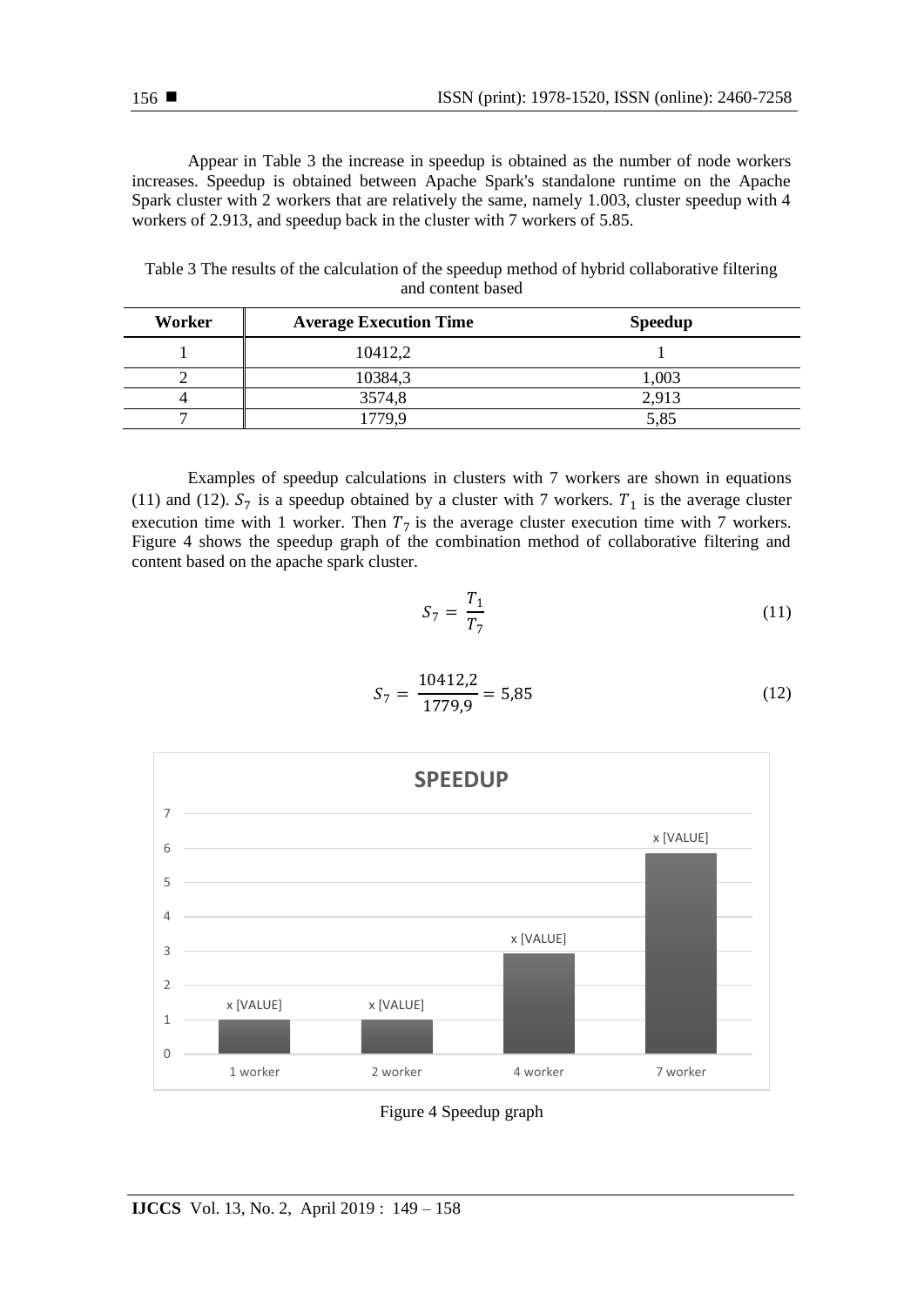Appear in Table 3 the increase in speedup is obtained as the number of node workers increases. Speedup is obtained between Apache Spark's standalone runtime on the Apache Spark cluster with 2 workers that are relatively the same, namely 1.003, cluster speedup with 4 workers of 2.913, and speedup back in the cluster with 7 workers of 5.85.

Table 3 The results of the calculation of the speedup method of hybrid collaborative filtering and content based

| Worker | Average Execution Time | Speedup |
|---|---|---|
| 1 | 10412,2 | 1 |
| 2 | 10384,3 | 1,003 |
| 4 | 3574,8 | 2,913 |
| 7 | 1779,9 | 5,85 |

Examples of speedup calculations in clusters with 7 workers are shown in equations (11) and (12). $S_7$ is a speedup obtained by a cluster with 7 workers. $T_1$ is the average cluster execution time with 1 worker. Then $T_7$ is the average cluster execution time with 7 workers. Figure 4 shows the speedup graph of the combination method of collaborative filtering and content based on the apache spark cluster.

$$S_7 = \frac{T_1}{T_7} \tag{11}$$

$$S_7 = \frac{10412{,}2}{1779{,}9} = 5{,}85 \tag{12}$$

Figure 4 Speedup graph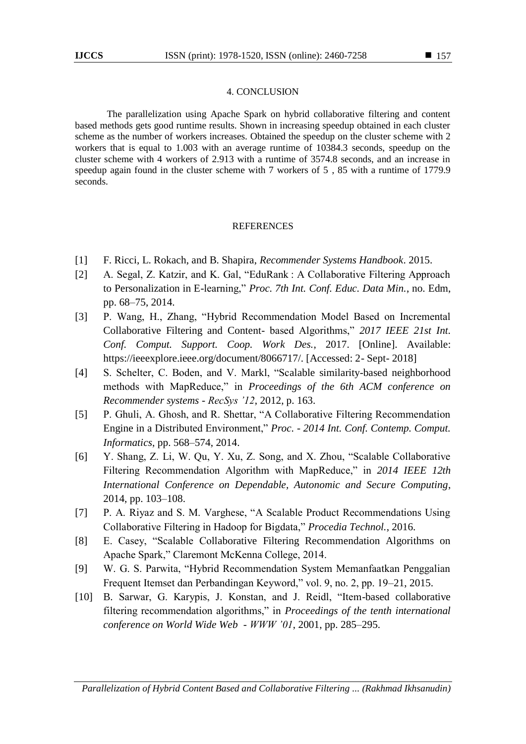## 4. CONCLUSION

The parallelization using Apache Spark on hybrid collaborative filtering and content based methods gets good runtime results. Shown in increasing speedup obtained in each cluster scheme as the number of workers increases. Obtained the speedup on the cluster scheme with 2 workers that is equal to 1.003 with an average runtime of 10384.3 seconds, speedup on the cluster scheme with 4 workers of 2.913 with a runtime of 3574.8 seconds, and an increase in speedup again found in the cluster scheme with 7 workers of 5 , 85 with a runtime of 1779.9 seconds.

## REFERENCES

[1] F. Ricci, L. Rokach, and B. Shapira, *Recommender Systems Handbook*. 2015.

[2] A. Segal, Z. Katzir, and K. Gal, "EduRank : A Collaborative Filtering Approach to Personalization in E-learning," *Proc. 7th Int. Conf. Educ. Data Min.*, no. Edm, pp. 68–75, 2014.

[3] P. Wang, H., Zhang, "Hybrid Recommendation Model Based on Incremental Collaborative Filtering and Content- based Algorithms," *2017 IEEE 21st Int. Conf. Comput. Support. Coop. Work Des.*, 2017. [Online]. Available: https://ieeexplore.ieee.org/document/8066717/. [Accessed: 2- Sept- 2018]

[4] S. Schelter, C. Boden, and V. Markl, "Scalable similarity-based neighborhood methods with MapReduce," in *Proceedings of the 6th ACM conference on Recommender systems - RecSys '12*, 2012, p. 163.

[5] P. Ghuli, A. Ghosh, and R. Shettar, "A Collaborative Filtering Recommendation Engine in a Distributed Environment," *Proc. - 2014 Int. Conf. Contemp. Comput. Informatics*, pp. 568–574, 2014.

[6] Y. Shang, Z. Li, W. Qu, Y. Xu, Z. Song, and X. Zhou, "Scalable Collaborative Filtering Recommendation Algorithm with MapReduce," in *2014 IEEE 12th International Conference on Dependable, Autonomic and Secure Computing*, 2014, pp. 103–108.

[7] P. A. Riyaz and S. M. Varghese, "A Scalable Product Recommendations Using Collaborative Filtering in Hadoop for Bigdata," *Procedia Technol.*, 2016.

[8] E. Casey, "Scalable Collaborative Filtering Recommendation Algorithms on Apache Spark," Claremont McKenna College, 2014.

[9] W. G. S. Parwita, "Hybrid Recommendation System Memanfaatkan Penggalian Frequent Itemset dan Perbandingan Keyword," vol. 9, no. 2, pp. 19–21, 2015.

[10] B. Sarwar, G. Karypis, J. Konstan, and J. Reidl, "Item-based collaborative filtering recommendation algorithms," in *Proceedings of the tenth international conference on World Wide Web - WWW '01*, 2001, pp. 285–295.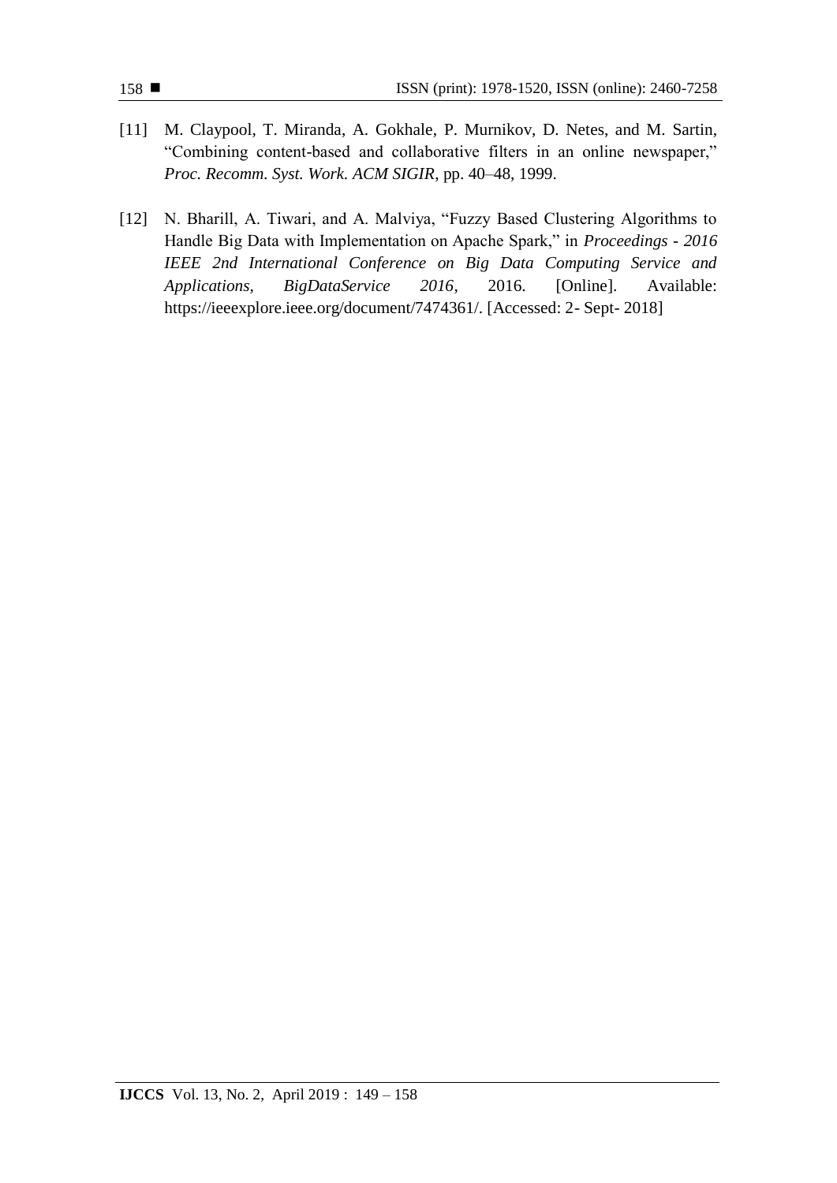[11] M. Claypool, T. Miranda, A. Gokhale, P. Murnikov, D. Netes, and M. Sartin, "Combining content-based and collaborative filters in an online newspaper," *Proc. Recomm. Syst. Work. ACM SIGIR*, pp. 40–48, 1999.

[12] N. Bharill, A. Tiwari, and A. Malviya, "Fuzzy Based Clustering Algorithms to Handle Big Data with Implementation on Apache Spark," in *Proceedings - 2016 IEEE 2nd International Conference on Big Data Computing Service and Applications, BigDataService 2016*, 2016. [Online]. Available: https://ieeexplore.ieee.org/document/7474361/. [Accessed: 2- Sept- 2018]